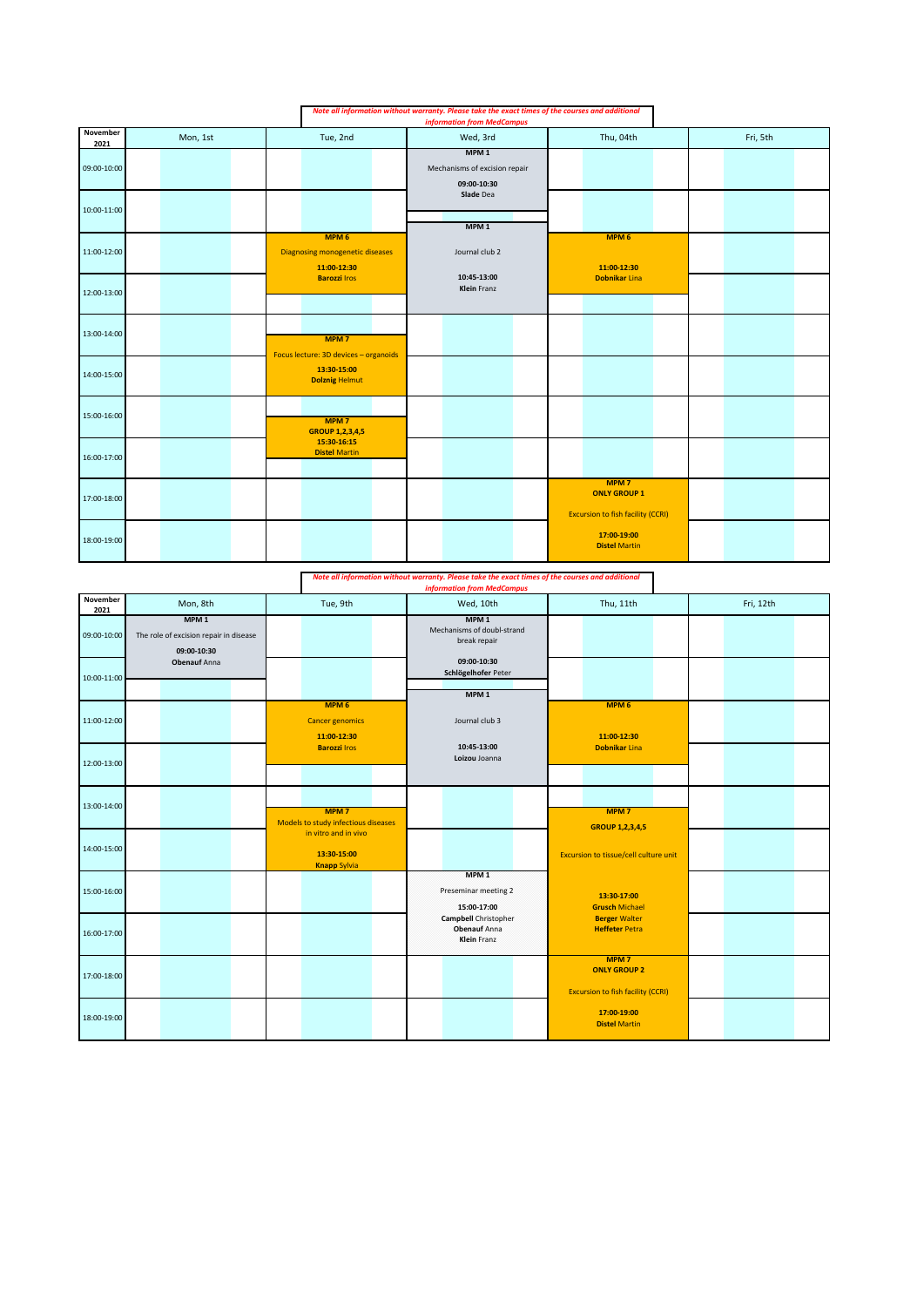*Note all information without warranty. Please take the exact times of the courses and additional information from MedCampus*

| November 2021 | Mon, 1st | Tue, 2nd | Wed, 3rd | Thu, 04th | Fri, 5th |
|---|---|---|---|---|---|
| 09:00-10:00 | | | **MPM 1** Mechanisms of excision repair **09:00-10:30** **Slade** Dea | | |
| 10:00-11:00 | | | | | |
| 11:00-12:00 | | **MPM 6** Diagnosing monogenetic diseases **11:00-12:30** **Barozzi** Iros | **MPM 1** Journal club 2 **10:45-13:00** **Klein** Franz | **MPM 6** **11:00-12:30** **Dobnikar** Lina | |
| 12:00-13:00 | | | | | |
| 13:00-14:00 | | **MPM 7** Focus lecture: 3D devices – organoids **13:30-15:00** **Dolznig** Helmut | | | |
| 14:00-15:00 | | | | | |
| 15:00-16:00 | | **MPM 7** **GROUP 1,2,3,4,5** **15:30-16:15** **Distel** Martin | | | |
| 16:00-17:00 | | | | | |
| 17:00-18:00 | | | | **MPM 7** **ONLY GROUP 1** Excursion to fish facility (CCRI) **17:00-19:00** **Distel** Martin | |
| 18:00-19:00 | | | | | |

*Note all information without warranty. Please take the exact times of the courses and additional information from MedCampus*

| November 2021 | Mon, 8th | Tue, 9th | Wed, 10th | Thu, 11th | Fri, 12th |
|---|---|---|---|---|---|
| 09:00-10:00 | **MPM 1** The role of excision repair in disease **09:00-10:30** **Obenauf** Anna | | **MPM 1** Mechanisms of doubl-strand break repair **09:00-10:30** **Schlögelhofer** Peter | | |
| 10:00-11:00 | | | | | |
| 11:00-12:00 | | **MPM 6** Cancer genomics **11:00-12:30** **Barozzi** Iros | **MPM 1** Journal club 3 **10:45-13:00** **Loizou** Joanna | **MPM 6** **11:00-12:30** **Dobnikar** Lina | |
| 12:00-13:00 | | | | | |
| 13:00-14:00 | | **MPM 7** Models to study infectious diseases in vitro and in vivo **13:30-15:00** **Knapp** Sylvia | | **MPM 7** **GROUP 1,2,3,4,5** Excursion to tissue/cell culture unit **13:30-17:00** **Grusch** Michael **Berger** Walter **Heffeter** Petra | |
| 14:00-15:00 | | | | | |
| 15:00-16:00 | | | **MPM 1** Preseminar meeting 2 **15:00-17:00** **Campbell** Christopher **Obenauf** Anna **Klein** Franz | | |
| 16:00-17:00 | | | | | |
| 17:00-18:00 | | | | **MPM 7** **ONLY GROUP 2** Excursion to fish facility (CCRI) **17:00-19:00** **Distel** Martin | |
| 18:00-19:00 | | | | | |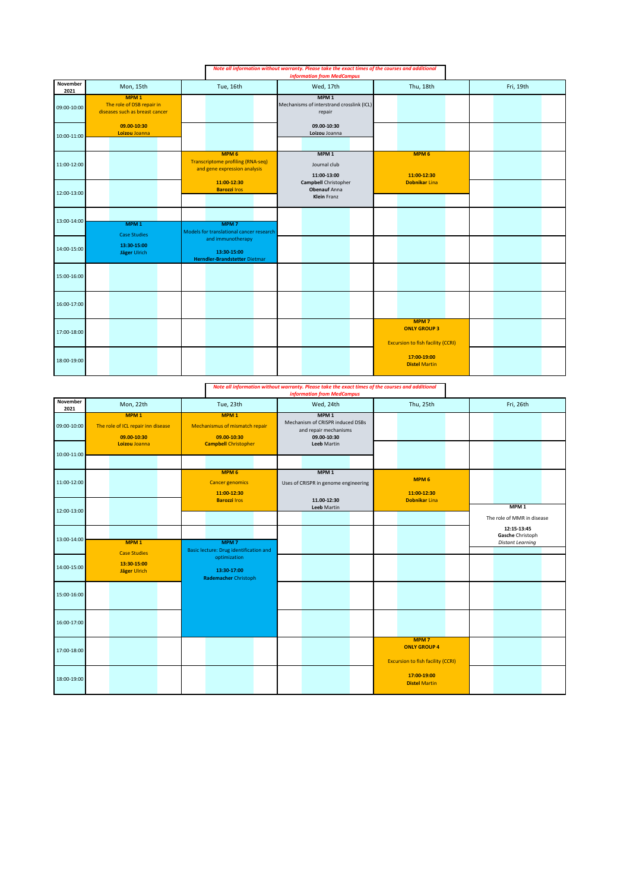*Note all information without warranty. Please take the exact times of the courses and additional information from MedCampus*

| November 2021 | Mon, 15th | Tue, 16th | Wed, 17th | Thu, 18th | Fri, 19th |
|---|---|---|---|---|---|
| 09:00-10:00 | **MPM 1** The role of DSB repair in diseases such as breast cancer **09.00-10:30** **Loizou** Joanna | | **MPM 1** Mechanisms of interstrand crosslink (ICL) repair **09.00-10:30** **Loizou** Joanna | | |
| 10:00-11:00 | | | | | |
| 11:00-12:00 | | **MPM 6** Transcriptome profiling (RNA-seq) and gene expression analysis **11:00-12:30** **Barozzi** Iros | **MPM 1** Journal club **11:00-13:00** **Campbell** Christopher **Obenauf** Anna **Klein** Franz | **MPM 6** **11:00-12:30** **Dobnikar** Lina | |
| 12:00-13:00 | | | | | |
| 13:00-14:00 | **MPM 1** Case Studies **13:30-15:00** **Jäger** Ulrich | **MPM 7** Models for translational cancer research and immunotherapy **13:30-15:00** **Herndler-Brandstetter** Dietmar | | | |
| 14:00-15:00 | | | | | |
| 15:00-16:00 | | | | | |
| 16:00-17:00 | | | | | |
| 17:00-18:00 | | | | **MPM 7** **ONLY GROUP 3** Excursion to fish facility (CCRI) **17:00-19:00** **Distel** Martin | |
| 18:00-19:00 | | | | | |

*Note all information without warranty. Please take the exact times of the courses and additional information from MedCampus*

| November 2021 | Mon, 22th | Tue, 23th | Wed, 24th | Thu, 25th | Fri, 26th |
|---|---|---|---|---|---|
| 09:00-10:00 | **MPM 1** The role of ICL repair inn disease **09.00-10:30** **Loizou** Joanna | **MPM 1** Mechanismus of mismatch repair **09.00-10:30** **Campbell** Christopher | **MPM 1** Mechanism of CRISPR induced DSBs and repair mechanisms **09.00-10:30** **Leeb** Martin | | |
| 10:00-11:00 | | | | | |
| 11:00-12:00 | | **MPM 6** Cancer genomics **11:00-12:30** **Barozzi** Iros | **MPM 1** Uses of CRISPR in genome engineering **11.00-12:30** **Leeb** Martin | **MPM 6** **11:00-12:30** **Dobnikar** Lina | |
| 12:00-13:00 | | | | | **MPM 1** The role of MMR in disease **12:15-13:45** **Gasche** Christoph *Distant Learning* |
| 13:00-14:00 | **MPM 1** Case Studies **13:30-15:00** **Jäger** Ulrich | **MPM 7** Basic lecture: Drug identification and optimization **13:30-17:00** **Rademacher** Christoph | | | |
| 14:00-15:00 | | | | | |
| 15:00-16:00 | | | | | |
| 16:00-17:00 | | | | | |
| 17:00-18:00 | | | | **MPM 7** **ONLY GROUP 4** Excursion to fish facility (CCRI) **17:00-19:00** **Distel** Martin | |
| 18:00-19:00 | | | | | |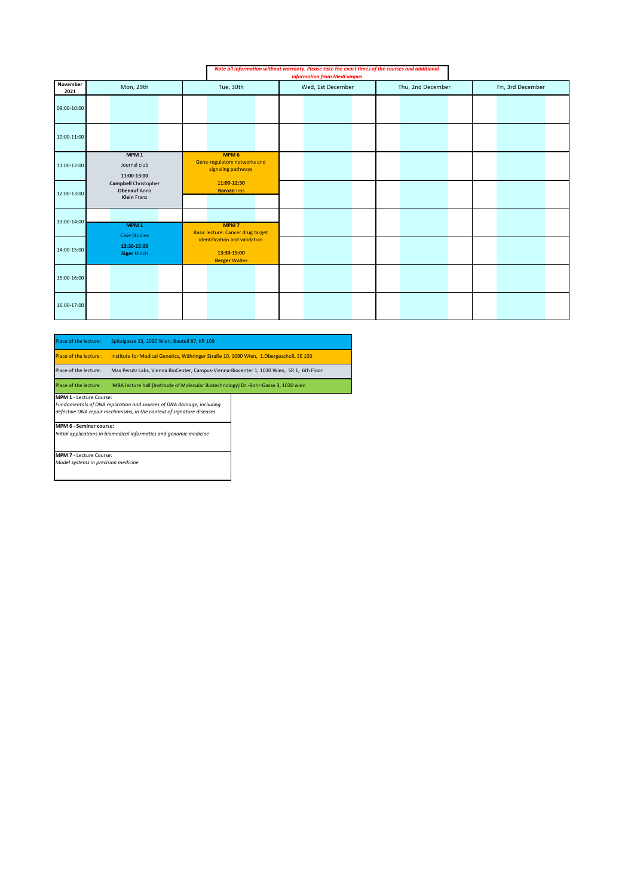*Note all information without warranty. Please take the exact times of the courses and additional information from MedCampus*

| November 2021 | Mon, 29th | Tue, 30th | Wed, 1st December | Thu, 2nd December | Fri, 3rd December |
|---|---|---|---|---|---|
| 09:00-10:00 | | | | | |
| 10:00-11:00 | | | | | |
| 11:00-12:00 | **MPM 1** Journal club **11:00-13:00** **Campbell** Christopher **Obenauf** Anna **Klein** Franz | **MPM 6** Gene-regulatory networks and signaling pathways **11:00-12:30** **Barozzi** Iros | | | |
| 12:00-13:00 | | | | | |
| 13:00-14:00 | **MPM 1** Case Studies **13:30-15:00** **Jäger** Ulrich | **MPM 7** Basic lecture: Cancer drug target identification and validation **13:30-15:00** **Berger** Walter | | | |
| 14:00-15:00 | | | | | |
| 15:00-16:00 | | | | | |
| 16:00-17:00 | | | | | |

| | |
|---|---|
| Place of the lecture: | Spitalgasse 23, 1090 Wien, Bauteil 87, KR 109 |
| Place of the lecture : | Institute for Medical Genetics, Währinger Straße 10, 1090 Wien, 1.Obergeschoß, SE 103 |
| Place of the lecture: | Max Perutz Labs, Vienna BioCenter, Campus-Vienna-Biocenter 1, 1030 Wien, SR 1, 6th Floor |
| Place of the lecture : | IMBA lecture hall (Institude of Molecular Biotechnology) Dr.-Bohr-Gasse 3, 1030 wien |

**MPM 1** - Lecture Course:
*Fundamentals of DNA replication and sources of DNA damage, including defective DNA repair mechanisms, in the context of signature diseases*

**MPM 6 - Seminar course:**
*Initial applications in biomedical informatics and genomic medicine*

**MPM 7** - Lecture Course:
*Model systems in precision medicine*